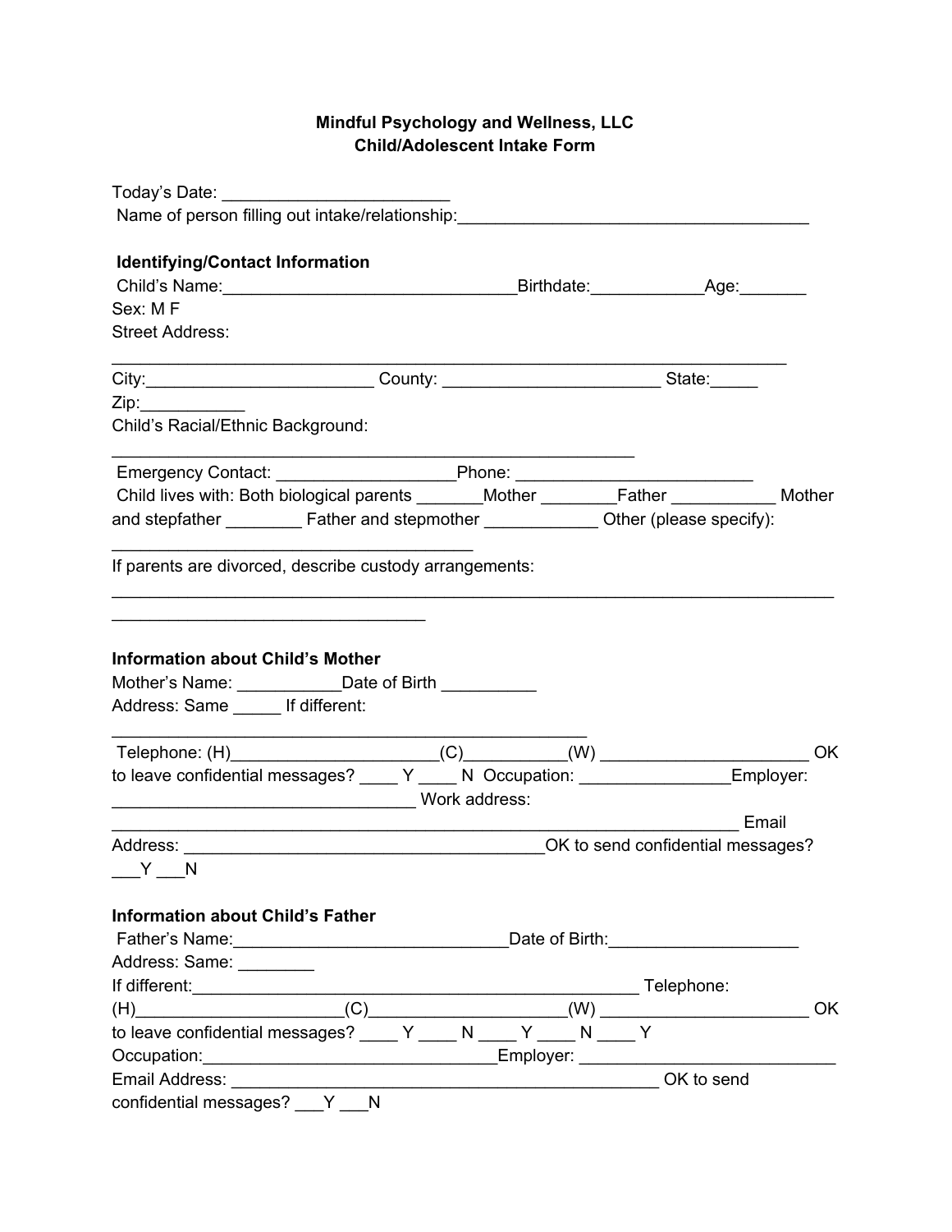**Mindful Psychology and Wellness, LLC**
**Child/Adolescent Intake Form**

Today's Date: ________________________
Name of person filling out intake/relationship:_____________________________________

**Identifying/Contact Information**

Child's Name:_______________________________Birthdate:____________Age:_______
Sex: M F
Street Address:
________________________________________________________________________
City:________________________ County: _______________________ State:_____
Zip:___________
Child's Racial/Ethnic Background:
________________________________________________________
Emergency Contact: ___________________Phone: _________________________
Child lives with: Both biological parents _______Mother ________Father ___________ Mother and stepfather ________ Father and stepmother ____________ Other (please specify):
_______________________________________
If parents are divorced, describe custody arrangements:
_____________________________________________________________________________
_________________________________

**Information about Child's Mother**

Mother's Name: ___________Date of Birth __________
Address: Same _____ If different:
__________________________________________________
Telephone: (H)______________________(C)__________(W) ______________________ OK to leave confidential messages? ____ Y ____ N Occupation: ________________Employer: ________________________________ Work address:
__________________________________________________________________ Email Address: ______________________________________OK to send confidential messages? ___Y ___N

**Information about Child's Father**

Father's Name:______________________________Date of Birth:____________________
Address: Same: ________
If different:________________________________________________ Telephone:
(H)_____________________(C)_____________________(W) ______________________ OK to leave confidential messages? ____ Y ____ N ____ Y ____ N ____ Y
Occupation:_______________________________Employer: ___________________________
Email Address: ______________________________________________ OK to send confidential messages? ___Y ___N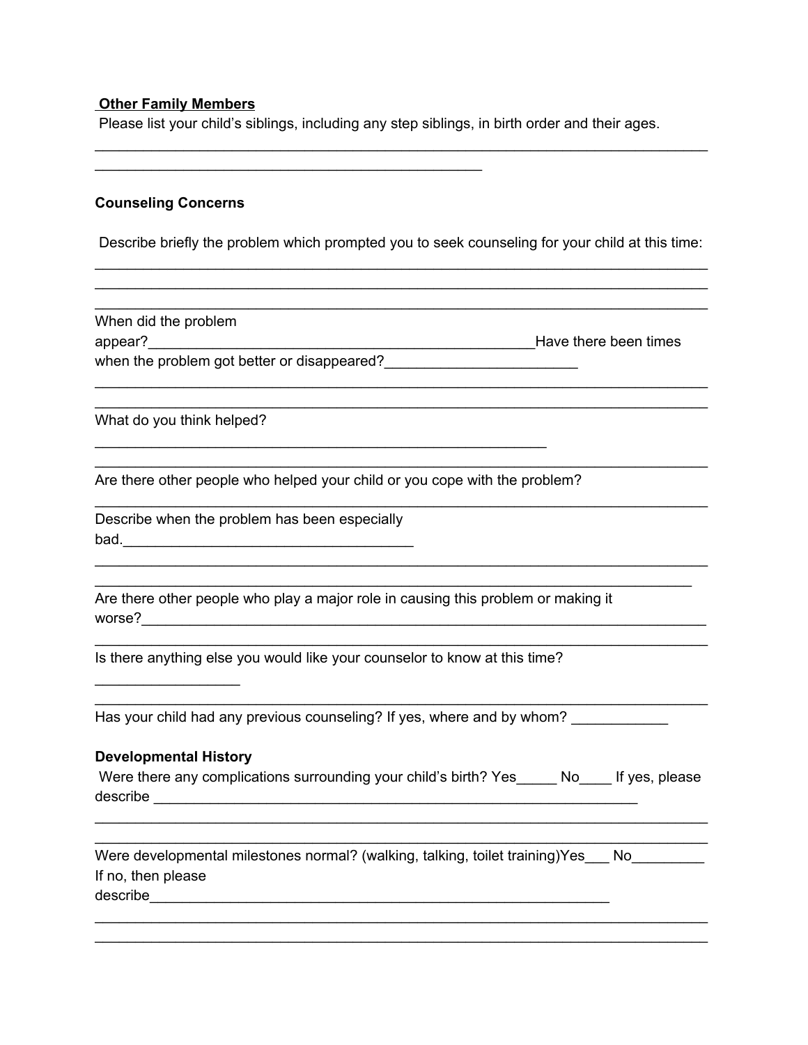**Other Family Members**

Please list your child's siblings, including any step siblings, in birth order and their ages.

________________________________________________________________________________
__________________________________________________

**Counseling Concerns**

Describe briefly the problem which prompted you to seek counseling for your child at this time:

________________________________________________________________________________
________________________________________________________________________________
________________________________________________________________________________

When did the problem appear?__________________________________________________Have there been times when the problem got better or disappeared?________________________

________________________________________________________________________________
________________________________________________________________________________

What do you think helped?

__________________________________________________________

________________________________________________________________________________

Are there other people who helped your child or you cope with the problem?

________________________________________________________________________________

Describe when the problem has been especially bad._____________________________________

________________________________________________________________________________
_____________________________________________________________________________

Are there other people who play a major role in causing this problem or making it worse?_______________________________________________________________________

________________________________________________________________________________

Is there anything else you would like your counselor to know at this time?

__________________

________________________________________________________________________________

Has your child had any previous counseling? If yes, where and by whom? ____________

**Developmental History**

Were there any complications surrounding your child's birth? Yes_____ No____ If yes, please describe ______________________________________________________________

________________________________________________________________________________
________________________________________________________________________________

Were developmental milestones normal? (walking, talking, toilet training)Yes___ No_________ If no, then please describe___________________________________________________________

________________________________________________________________________________
________________________________________________________________________________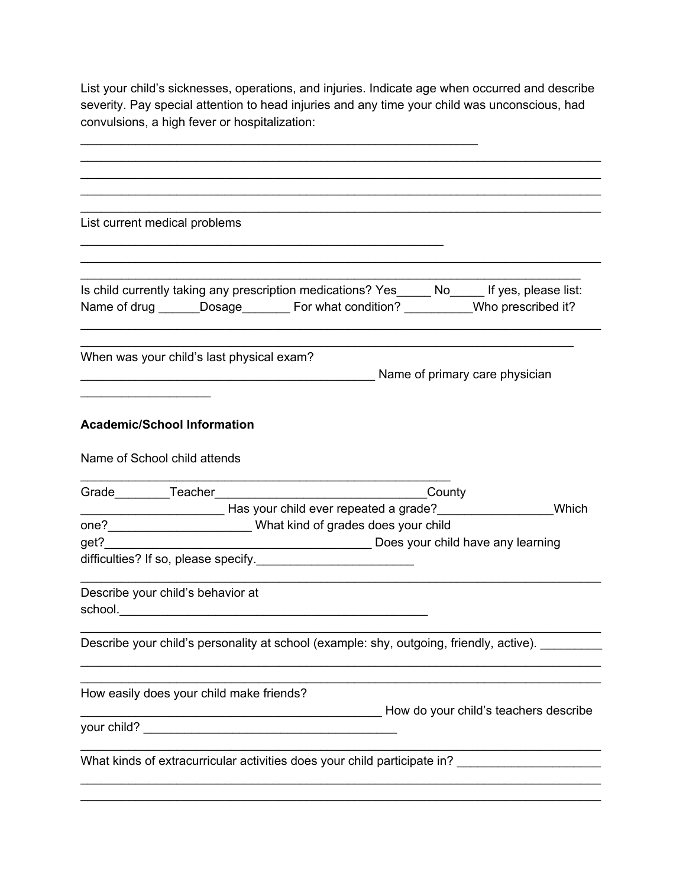List your child's sicknesses, operations, and injuries. Indicate age when occurred and describe severity. Pay special attention to head injuries and any time your child was unconscious, had convulsions, a high fever or hospitalization:

_____________________________________________________________

________________________________________________________________________________

________________________________________________________________________________

________________________________________________________________________________

________________________________________________________________________________

List current medical problems

________________________________________________________

________________________________________________________________________________

_____________________________________________________________________________

Is child currently taking any prescription medications? Yes_____ No_____ If yes, please list:
Name of drug ______Dosage_______ For what condition? __________Who prescribed it?

________________________________________________________________________________

____________________________________________________________________________

When was your child's last physical exam?
_____________________________________________ Name of primary care physician
____________________

**Academic/School Information**

Name of School child attends
_________________________________________________________

Grade________Teacher________________________________County
_____________________ Has your child ever repeated a grade?_________________Which one?_____________________ What kind of grades does your child get?________________________________________ Does your child have any learning difficulties? If so, please specify._______________________

________________________________________________________________________________

Describe your child's behavior at school._______________________________________________

________________________________________________________________________________

Describe your child's personality at school (example: shy, outgoing, friendly, active). _________

________________________________________________________________________________

________________________________________________________________________________

How easily does your child make friends?
______________________________________________ How do your child's teachers describe your child? _______________________________________

________________________________________________________________________________

What kinds of extracurricular activities does your child participate in? _____________________

________________________________________________________________________________

________________________________________________________________________________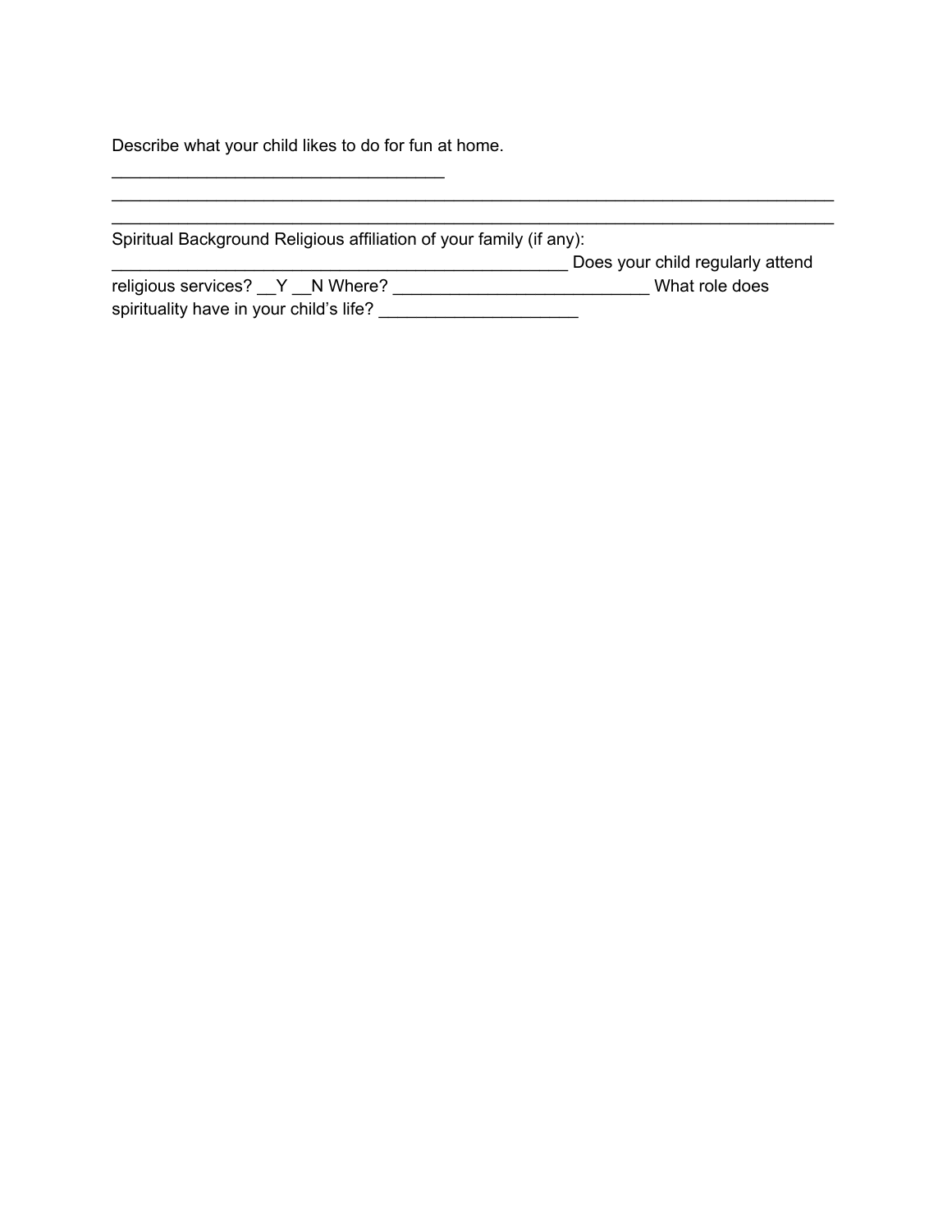Describe what your child likes to do for fun at home.

___________________________________

____________________________________________________________________________

____________________________________________________________________________

Spiritual Background Religious affiliation of your family (if any): ________________________________________________ Does your child regularly attend religious services? __Y __N Where? ___________________________ What role does spirituality have in your child's life? _____________________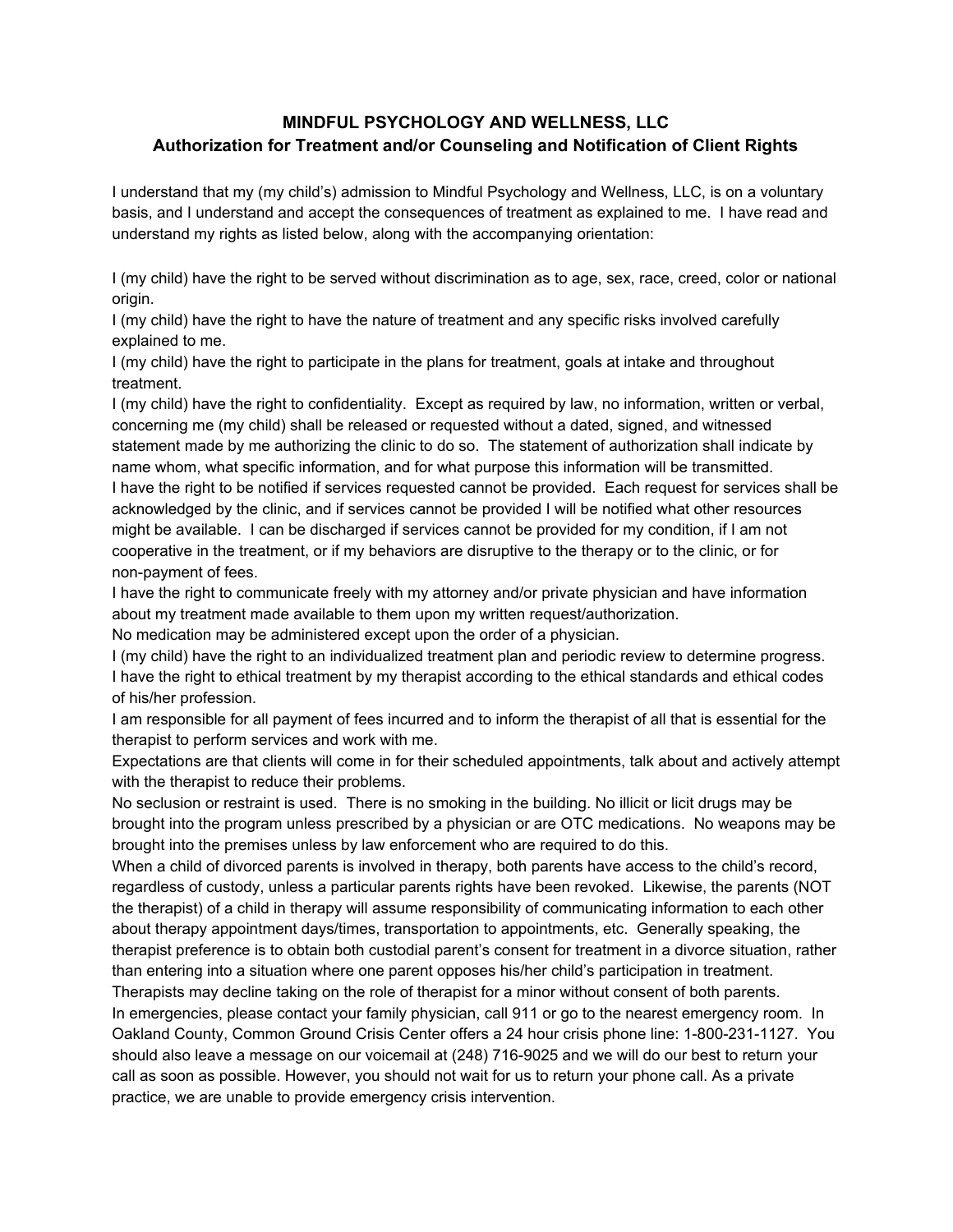**MINDFUL PSYCHOLOGY AND WELLNESS, LLC**

**Authorization for Treatment and/or Counseling and Notification of Client Rights**

I understand that my (my child's) admission to Mindful Psychology and Wellness, LLC, is on a voluntary basis, and I understand and accept the consequences of treatment as explained to me. I have read and understand my rights as listed below, along with the accompanying orientation:

I (my child) have the right to be served without discrimination as to age, sex, race, creed, color or national origin.
I (my child) have the right to have the nature of treatment and any specific risks involved carefully explained to me.
I (my child) have the right to participate in the plans for treatment, goals at intake and throughout treatment.
I (my child) have the right to confidentiality. Except as required by law, no information, written or verbal, concerning me (my child) shall be released or requested without a dated, signed, and witnessed statement made by me authorizing the clinic to do so. The statement of authorization shall indicate by name whom, what specific information, and for what purpose this information will be transmitted.
I have the right to be notified if services requested cannot be provided. Each request for services shall be acknowledged by the clinic, and if services cannot be provided I will be notified what other resources might be available. I can be discharged if services cannot be provided for my condition, if I am not cooperative in the treatment, or if my behaviors are disruptive to the therapy or to the clinic, or for non-payment of fees.
I have the right to communicate freely with my attorney and/or private physician and have information about my treatment made available to them upon my written request/authorization.
No medication may be administered except upon the order of a physician.
I (my child) have the right to an individualized treatment plan and periodic review to determine progress.
I have the right to ethical treatment by my therapist according to the ethical standards and ethical codes of his/her profession.
I am responsible for all payment of fees incurred and to inform the therapist of all that is essential for the therapist to perform services and work with me.
Expectations are that clients will come in for their scheduled appointments, talk about and actively attempt with the therapist to reduce their problems.
No seclusion or restraint is used. There is no smoking in the building. No illicit or licit drugs may be brought into the program unless prescribed by a physician or are OTC medications. No weapons may be brought into the premises unless by law enforcement who are required to do this.
When a child of divorced parents is involved in therapy, both parents have access to the child's record, regardless of custody, unless a particular parents rights have been revoked. Likewise, the parents (NOT the therapist) of a child in therapy will assume responsibility of communicating information to each other about therapy appointment days/times, transportation to appointments, etc. Generally speaking, the therapist preference is to obtain both custodial parent's consent for treatment in a divorce situation, rather than entering into a situation where one parent opposes his/her child's participation in treatment. Therapists may decline taking on the role of therapist for a minor without consent of both parents.
In emergencies, please contact your family physician, call 911 or go to the nearest emergency room. In Oakland County, Common Ground Crisis Center offers a 24 hour crisis phone line: 1-800-231-1127. You should also leave a message on our voicemail at (248) 716-9025 and we will do our best to return your call as soon as possible. However, you should not wait for us to return your phone call. As a private practice, we are unable to provide emergency crisis intervention.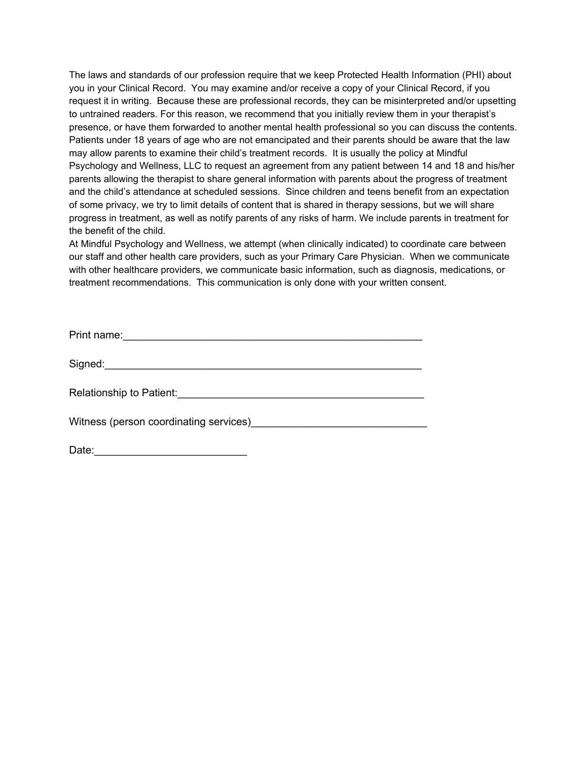The laws and standards of our profession require that we keep Protected Health Information (PHI) about you in your Clinical Record. You may examine and/or receive a copy of your Clinical Record, if you request it in writing. Because these are professional records, they can be misinterpreted and/or upsetting to untrained readers. For this reason, we recommend that you initially review them in your therapist's presence, or have them forwarded to another mental health professional so you can discuss the contents. Patients under 18 years of age who are not emancipated and their parents should be aware that the law may allow parents to examine their child's treatment records. It is usually the policy at Mindful Psychology and Wellness, LLC to request an agreement from any patient between 14 and 18 and his/her parents allowing the therapist to share general information with parents about the progress of treatment and the child's attendance at scheduled sessions. Since children and teens benefit from an expectation of some privacy, we try to limit details of content that is shared in therapy sessions, but we will share progress in treatment, as well as notify parents of any risks of harm. We include parents in treatment for the benefit of the child.

At Mindful Psychology and Wellness, we attempt (when clinically indicated) to coordinate care between our staff and other health care providers, such as your Primary Care Physician. When we communicate with other healthcare providers, we communicate basic information, such as diagnosis, medications, or treatment recommendations. This communication is only done with your written consent.

Print name:_____________________________________________________

Signed:_________________________________________________________

Relationship to Patient:____________________________________________

Witness (person coordinating services)_______________________________

Date:__________________________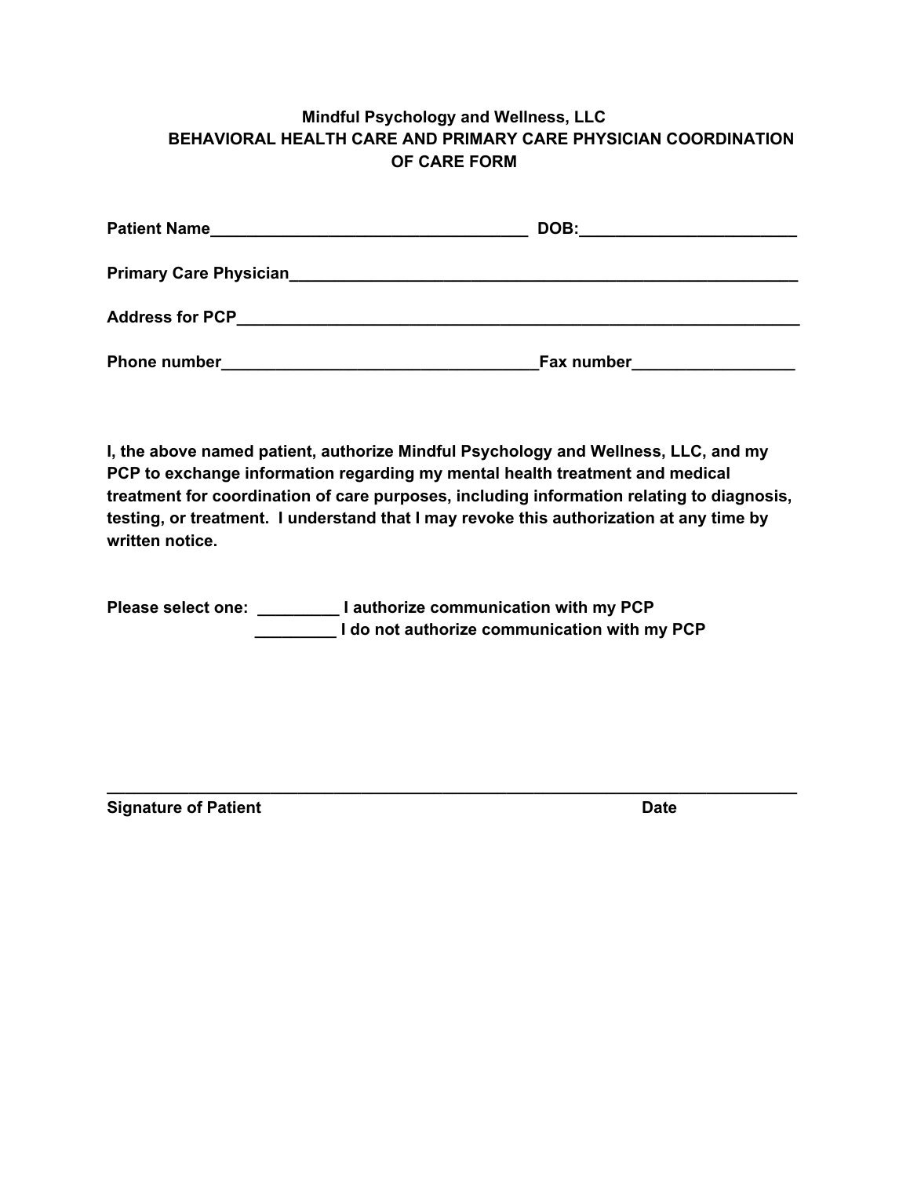**Mindful Psychology and Wellness, LLC**

**BEHAVIORAL HEALTH CARE AND PRIMARY CARE PHYSICIAN COORDINATION OF CARE FORM**

**Patient Name**___________________________________ **DOB:**________________________

**Primary Care Physician**_________________________________________________________

**Address for PCP**_______________________________________________________________

**Phone number**___________________________________**Fax number**_________________

**I, the above named patient, authorize Mindful Psychology and Wellness, LLC, and my PCP to exchange information regarding my mental health treatment and medical treatment for coordination of care purposes, including information relating to diagnosis, testing, or treatment. I understand that I may revoke this authorization at any time by written notice.**

**Please select one:** _________ **I authorize communication with my PCP**

_________ **I do not authorize communication with my PCP**

_____________________________________________________________________________

**Signature of Patient** **Date**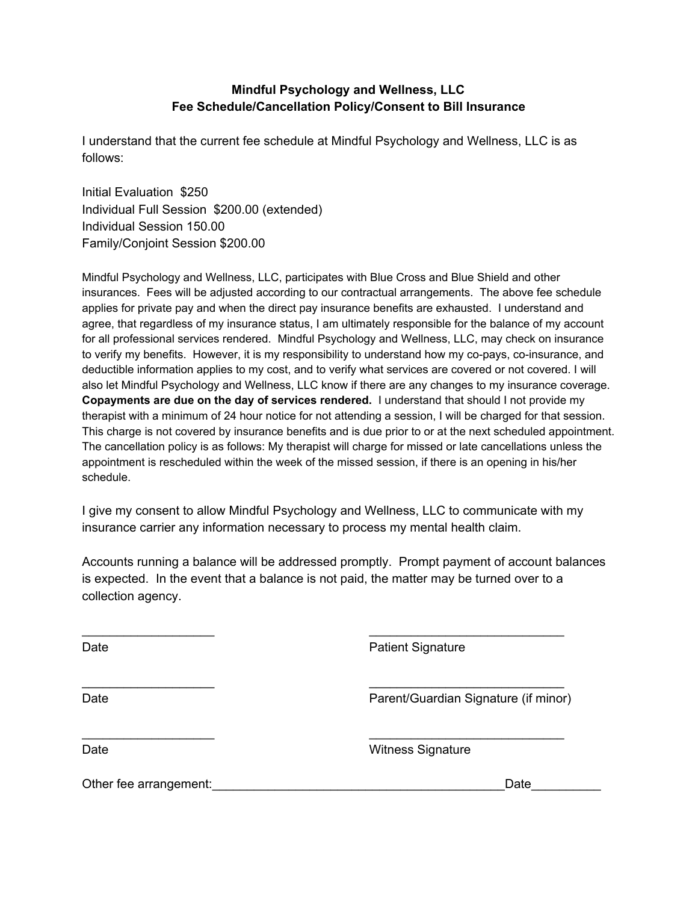## Mindful Psychology and Wellness, LLC
## Fee Schedule/Cancellation Policy/Consent to Bill Insurance

I understand that the current fee schedule at Mindful Psychology and Wellness, LLC is as follows:

Initial Evaluation  $250
Individual Full Session  $200.00 (extended)
Individual Session 150.00
Family/Conjoint Session $200.00

Mindful Psychology and Wellness, LLC, participates with Blue Cross and Blue Shield and other insurances.  Fees will be adjusted according to our contractual arrangements.  The above fee schedule applies for private pay and when the direct pay insurance benefits are exhausted.  I understand and agree, that regardless of my insurance status, I am ultimately responsible for the balance of my account for all professional services rendered.  Mindful Psychology and Wellness, LLC, may check on insurance to verify my benefits.  However, it is my responsibility to understand how my co-pays, co-insurance, and deductible information applies to my cost, and to verify what services are covered or not covered. I will also let Mindful Psychology and Wellness, LLC know if there are any changes to my insurance coverage. **Copayments are due on the day of services rendered.**  I understand that should I not provide my therapist with a minimum of 24 hour notice for not attending a session, I will be charged for that session. This charge is not covered by insurance benefits and is due prior to or at the next scheduled appointment. The cancellation policy is as follows: My therapist will charge for missed or late cancellations unless the appointment is rescheduled within the week of the missed session, if there is an opening in his/her schedule.

I give my consent to allow Mindful Psychology and Wellness, LLC to communicate with my insurance carrier any information necessary to process my mental health claim.

Accounts running a balance will be addressed promptly.  Prompt payment of account balances is expected.  In the event that a balance is not paid, the matter may be turned over to a collection agency.

___________________                    ____________________________
Date                                                Patient Signature

___________________                    ____________________________
Date                                                Parent/Guardian Signature (if minor)

___________________                    ____________________________
Date                                                Witness Signature

Other fee arrangement:__________________________________________Date__________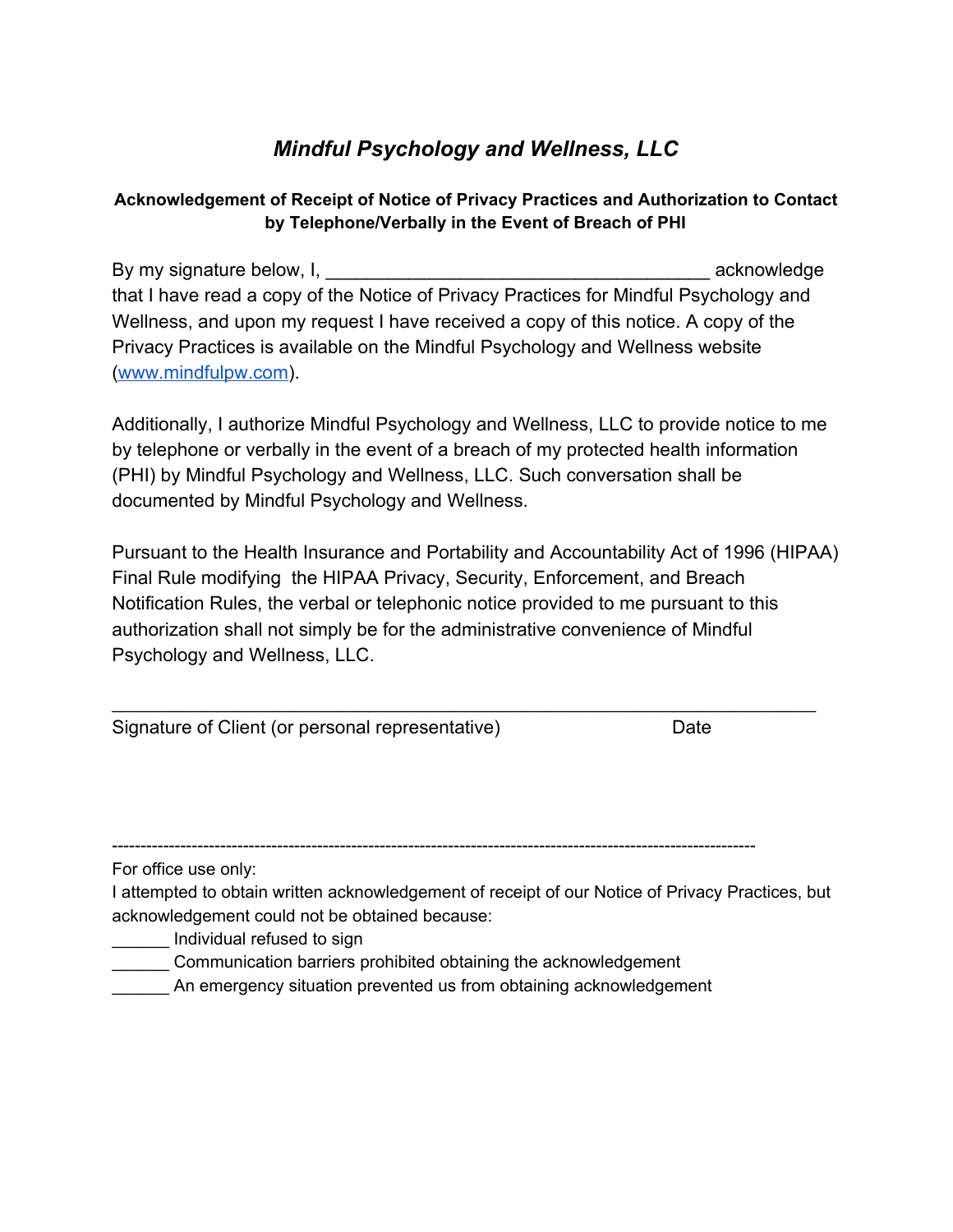# *Mindful Psychology and Wellness, LLC*

**Acknowledgement of Receipt of Notice of Privacy Practices and Authorization to Contact by Telephone/Verbally in the Event of Breach of PHI**

By my signature below, I, ____________________________________ acknowledge that I have read a copy of the Notice of Privacy Practices for Mindful Psychology and Wellness, and upon my request I have received a copy of this notice. A copy of the Privacy Practices is available on the Mindful Psychology and Wellness website ([www.mindfulpw.com](http://www.mindfulpw.com)).

Additionally, I authorize Mindful Psychology and Wellness, LLC to provide notice to me by telephone or verbally in the event of a breach of my protected health information (PHI) by Mindful Psychology and Wellness, LLC. Such conversation shall be documented by Mindful Psychology and Wellness.

Pursuant to the Health Insurance and Portability and Accountability Act of 1996 (HIPAA) Final Rule modifying the HIPAA Privacy, Security, Enforcement, and Breach Notification Rules, the verbal or telephonic notice provided to me pursuant to this authorization shall not simply be for the administrative convenience of Mindful Psychology and Wellness, LLC.

_____________________________________________________________________

Signature of Client (or personal representative)                              Date

---

For office use only:

I attempted to obtain written acknowledgement of receipt of our Notice of Privacy Practices, but acknowledgement could not be obtained because:

______ Individual refused to sign

______ Communication barriers prohibited obtaining the acknowledgement

______ An emergency situation prevented us from obtaining acknowledgement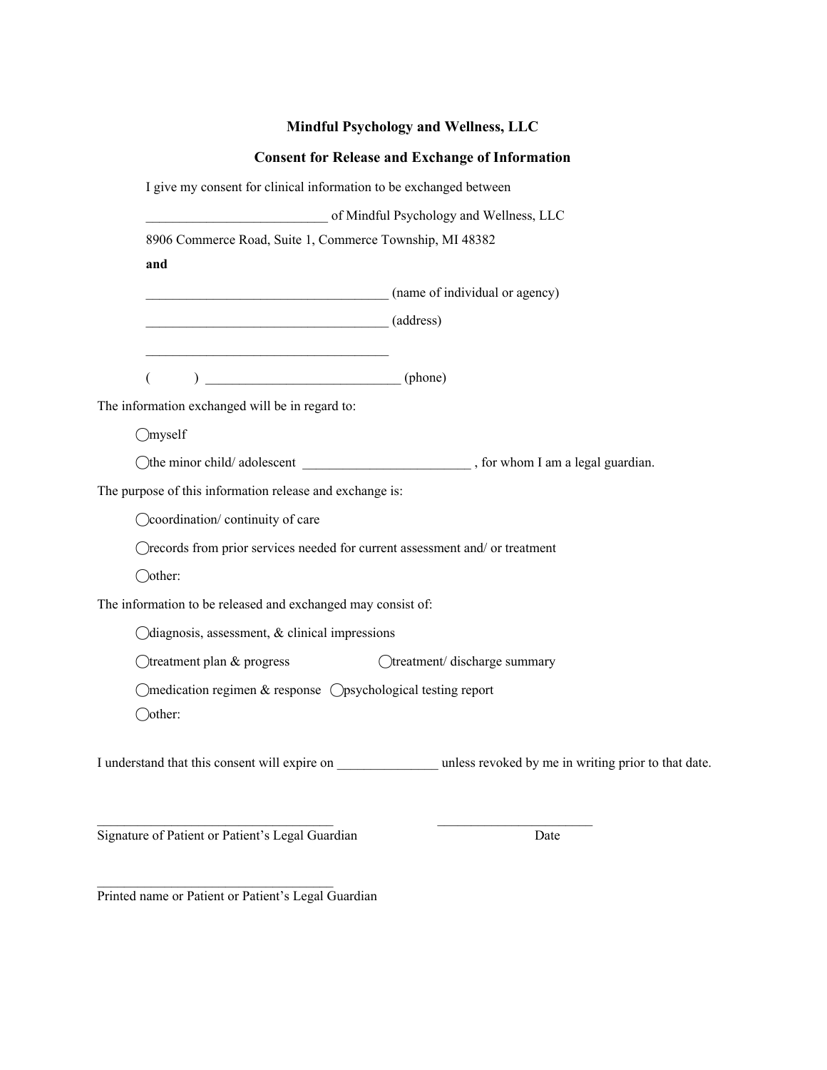## Mindful Psychology and Wellness, LLC

## Consent for Release and Exchange of Information

I give my consent for clinical information to be exchanged between

___________________________ of Mindful Psychology and Wellness, LLC

8906 Commerce Road, Suite 1, Commerce Township, MI 48382

**and**

____________________________________ (name of individual or agency)

____________________________________ (address)

____________________________________

(          ) _____________________________ (phone)

The information exchanged will be in regard to:

◯myself

◯the minor child/ adolescent _________________________ , for whom I am a legal guardian.

The purpose of this information release and exchange is:

◯coordination/ continuity of care

◯records from prior services needed for current assessment and/ or treatment

◯other:

The information to be released and exchanged may consist of:

◯diagnosis, assessment, & clinical impressions

◯treatment plan & progress ◯treatment/ discharge summary

◯medication regimen & response ◯psychological testing report

◯other:

I understand that this consent will expire on _______________ unless revoked by me in writing prior to that date.

____________________________________ ________________________

Signature of Patient or Patient's Legal Guardian Date

____________________________________

Printed name or Patient or Patient's Legal Guardian